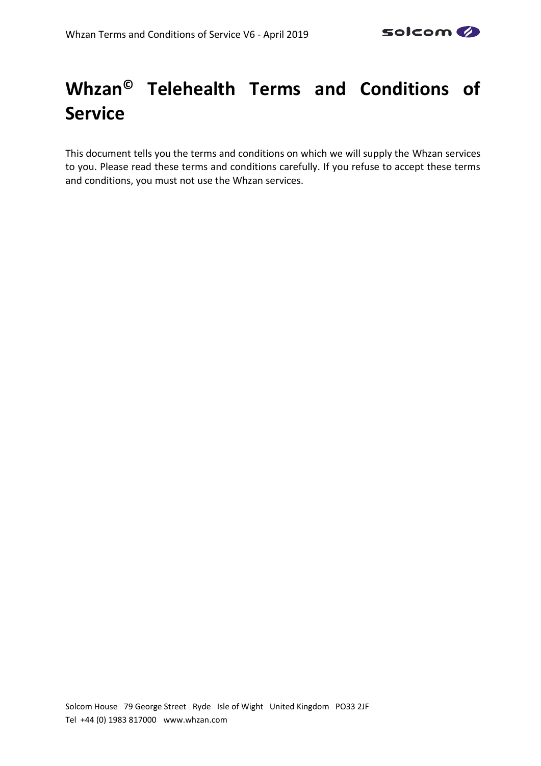# Whzan© Telehealth Terms and Conditions of Service

This document tells you the terms and conditions on which we will supply the Whzan services to you. Please read these terms and conditions carefully. If you refuse to accept these terms and conditions, you must not use the Whzan services.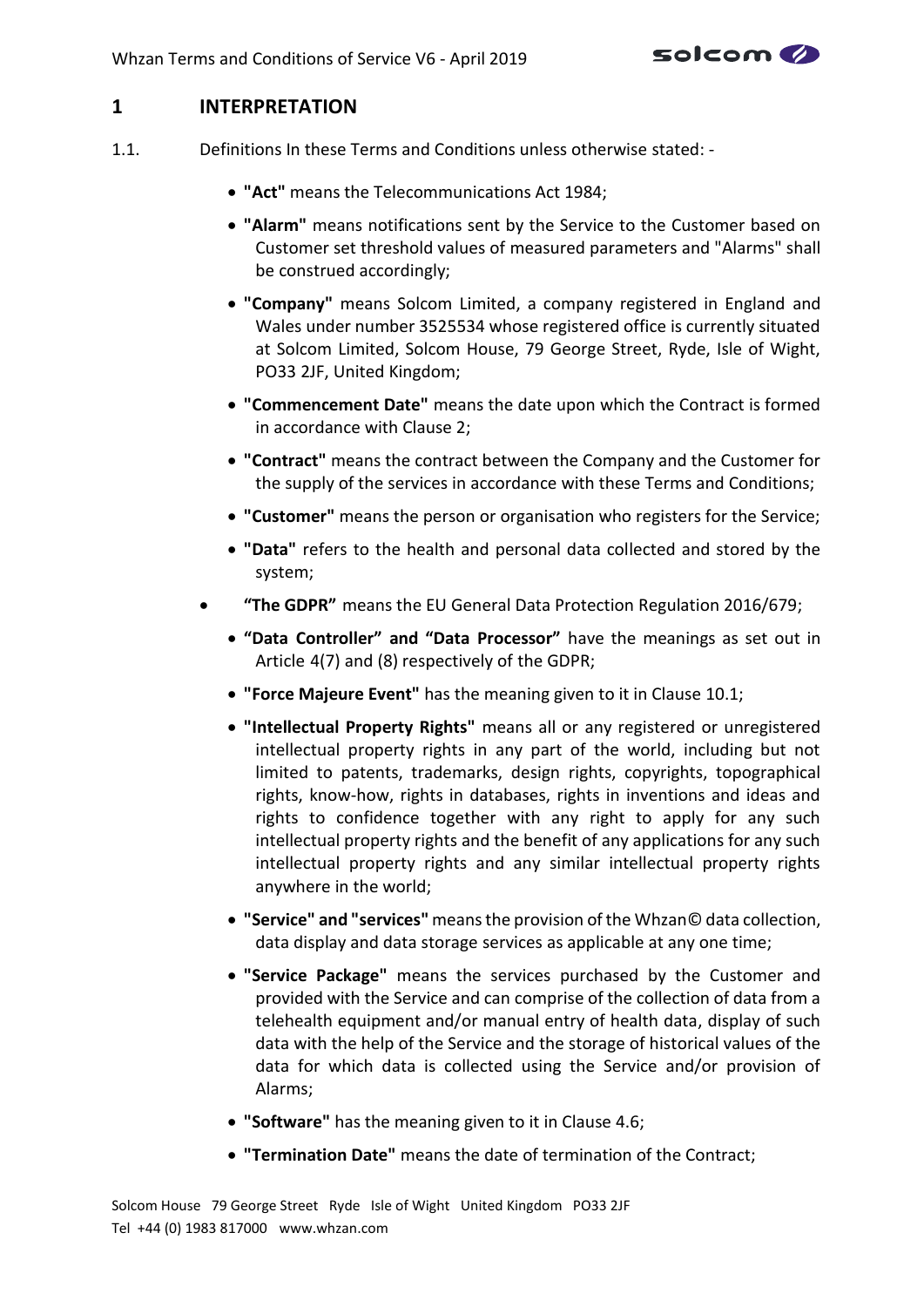# 1 INTERPRETATION

1.1. Definitions In these Terms and Conditions unless otherwise stated: -

- **"Act"** means the Telecommunications Act 1984;
- **"Alarm"** means notifications sent by the Service to the Customer based on Customer set threshold values of measured parameters and "Alarms" shall be construed accordingly;
- **"Company"** means Solcom Limited, a company registered in England and Wales under number 3525534 whose registered office is currently situated at Solcom Limited, Solcom House, 79 George Street, Ryde, Isle of Wight, PO33 2JF, United Kingdom;
- **"Commencement Date"** means the date upon which the Contract is formed in accordance with Clause 2;
- **"Contract"** means the contract between the Company and the Customer for the supply of the services in accordance with these Terms and Conditions;
- **"Customer"** means the person or organisation who registers for the Service;
- **"Data"** refers to the health and personal data collected and stored by the system;
- **"The GDPR"** means the EU General Data Protection Regulation 2016/679;
- **"Data Controller" and "Data Processor"** have the meanings as set out in Article 4(7) and (8) respectively of the GDPR;
- **"Force Majeure Event"** has the meaning given to it in Clause 10.1;
- **"Intellectual Property Rights"** means all or any registered or unregistered intellectual property rights in any part of the world, including but not limited to patents, trademarks, design rights, copyrights, topographical rights, know-how, rights in databases, rights in inventions and ideas and rights to confidence together with any right to apply for any such intellectual property rights and the benefit of any applications for any such intellectual property rights and any similar intellectual property rights anywhere in the world;
- **"Service" and "services"** means the provision of the Whzan© data collection, data display and data storage services as applicable at any one time;
- **"Service Package"** means the services purchased by the Customer and provided with the Service and can comprise of the collection of data from a telehealth equipment and/or manual entry of health data, display of such data with the help of the Service and the storage of historical values of the data for which data is collected using the Service and/or provision of Alarms;
- **"Software"** has the meaning given to it in Clause 4.6;
- **"Termination Date"** means the date of termination of the Contract;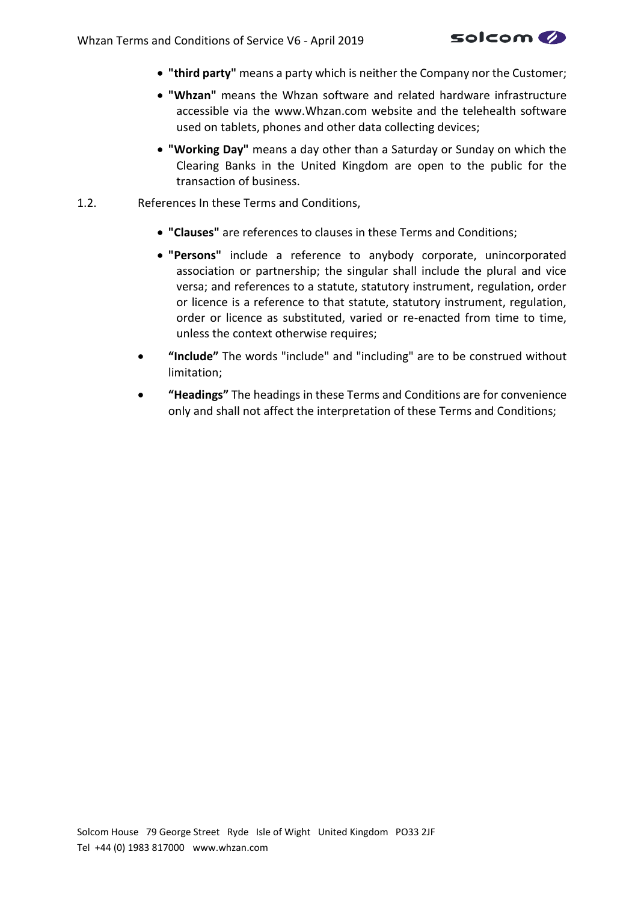- **"third party"** means a party which is neither the Company nor the Customer;
- **"Whzan"** means the Whzan software and related hardware infrastructure accessible via the www.Whzan.com website and the telehealth software used on tablets, phones and other data collecting devices;
- **"Working Day"** means a day other than a Saturday or Sunday on which the Clearing Banks in the United Kingdom are open to the public for the transaction of business.

1.2. References In these Terms and Conditions,

- **"Clauses"** are references to clauses in these Terms and Conditions;
- **"Persons"** include a reference to anybody corporate, unincorporated association or partnership; the singular shall include the plural and vice versa; and references to a statute, statutory instrument, regulation, order or licence is a reference to that statute, statutory instrument, regulation, order or licence as substituted, varied or re-enacted from time to time, unless the context otherwise requires;
- **"Include"** The words "include" and "including" are to be construed without limitation;
- **"Headings"** The headings in these Terms and Conditions are for convenience only and shall not affect the interpretation of these Terms and Conditions;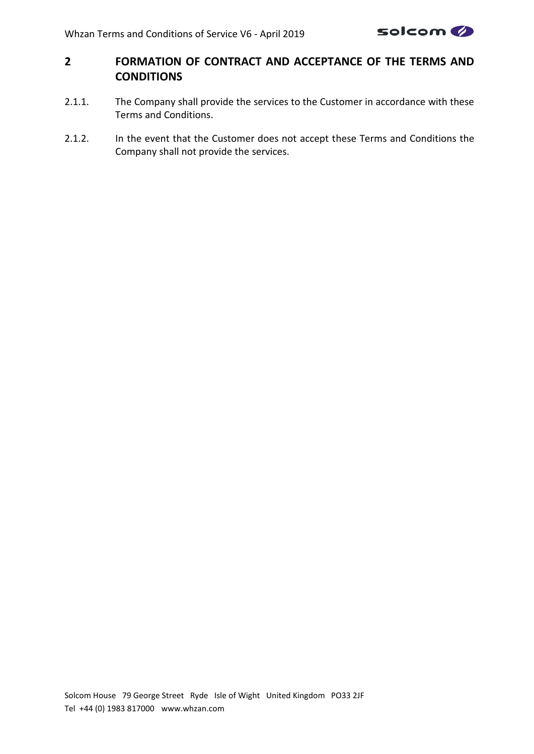## 2 FORMATION OF CONTRACT AND ACCEPTANCE OF THE TERMS AND CONDITIONS

2.1.1. The Company shall provide the services to the Customer in accordance with these Terms and Conditions.

2.1.2. In the event that the Customer does not accept these Terms and Conditions the Company shall not provide the services.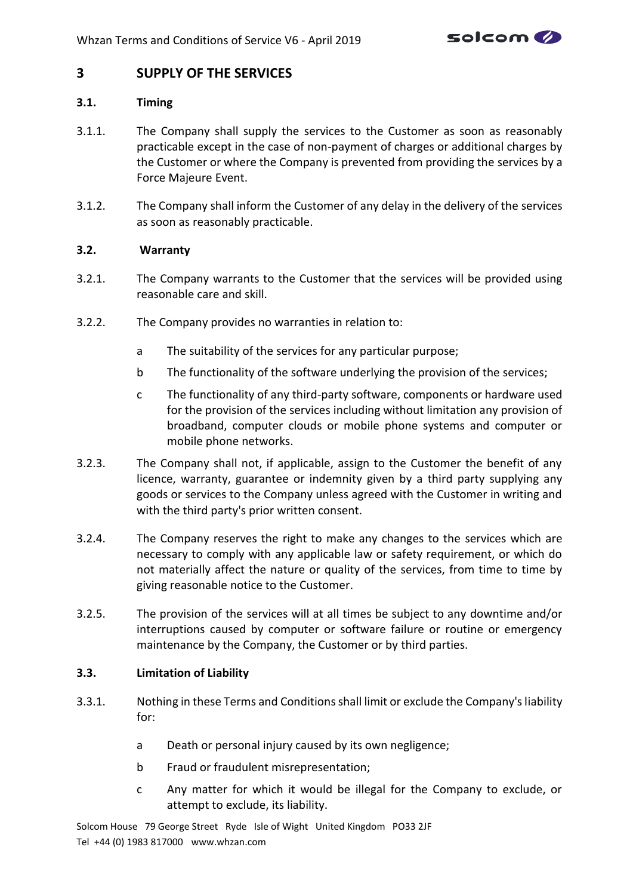## 3 SUPPLY OF THE SERVICES

### 3.1. Timing

3.1.1. The Company shall supply the services to the Customer as soon as reasonably practicable except in the case of non-payment of charges or additional charges by the Customer or where the Company is prevented from providing the services by a Force Majeure Event.

3.1.2. The Company shall inform the Customer of any delay in the delivery of the services as soon as reasonably practicable.

### 3.2. Warranty

3.2.1. The Company warrants to the Customer that the services will be provided using reasonable care and skill.

3.2.2. The Company provides no warranties in relation to:

- a The suitability of the services for any particular purpose;
- b The functionality of the software underlying the provision of the services;
- c The functionality of any third-party software, components or hardware used for the provision of the services including without limitation any provision of broadband, computer clouds or mobile phone systems and computer or mobile phone networks.

3.2.3. The Company shall not, if applicable, assign to the Customer the benefit of any licence, warranty, guarantee or indemnity given by a third party supplying any goods or services to the Company unless agreed with the Customer in writing and with the third party's prior written consent.

3.2.4. The Company reserves the right to make any changes to the services which are necessary to comply with any applicable law or safety requirement, or which do not materially affect the nature or quality of the services, from time to time by giving reasonable notice to the Customer.

3.2.5. The provision of the services will at all times be subject to any downtime and/or interruptions caused by computer or software failure or routine or emergency maintenance by the Company, the Customer or by third parties.

### 3.3. Limitation of Liability

3.3.1. Nothing in these Terms and Conditions shall limit or exclude the Company's liability for:

- a Death or personal injury caused by its own negligence;
- b Fraud or fraudulent misrepresentation;
- c Any matter for which it would be illegal for the Company to exclude, or attempt to exclude, its liability.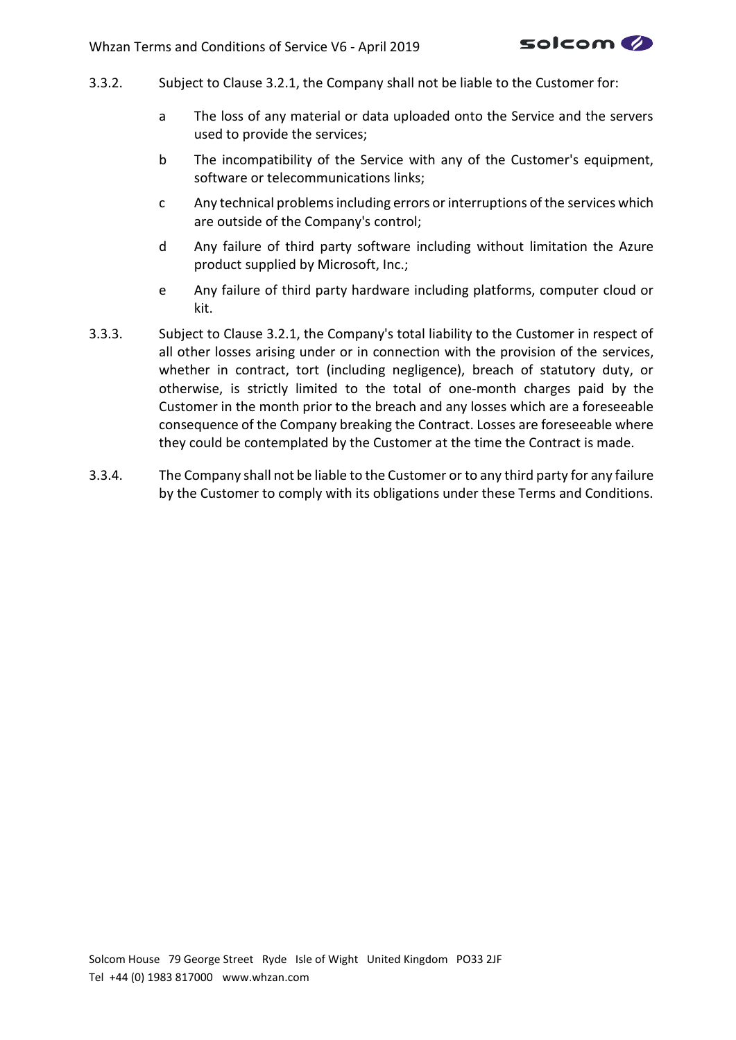3.3.2. Subject to Clause 3.2.1, the Company shall not be liable to the Customer for:

a The loss of any material or data uploaded onto the Service and the servers used to provide the services;

b The incompatibility of the Service with any of the Customer's equipment, software or telecommunications links;

c Any technical problems including errors or interruptions of the services which are outside of the Company's control;

d Any failure of third party software including without limitation the Azure product supplied by Microsoft, Inc.;

e Any failure of third party hardware including platforms, computer cloud or kit.

3.3.3. Subject to Clause 3.2.1, the Company's total liability to the Customer in respect of all other losses arising under or in connection with the provision of the services, whether in contract, tort (including negligence), breach of statutory duty, or otherwise, is strictly limited to the total of one-month charges paid by the Customer in the month prior to the breach and any losses which are a foreseeable consequence of the Company breaking the Contract. Losses are foreseeable where they could be contemplated by the Customer at the time the Contract is made.

3.3.4. The Company shall not be liable to the Customer or to any third party for any failure by the Customer to comply with its obligations under these Terms and Conditions.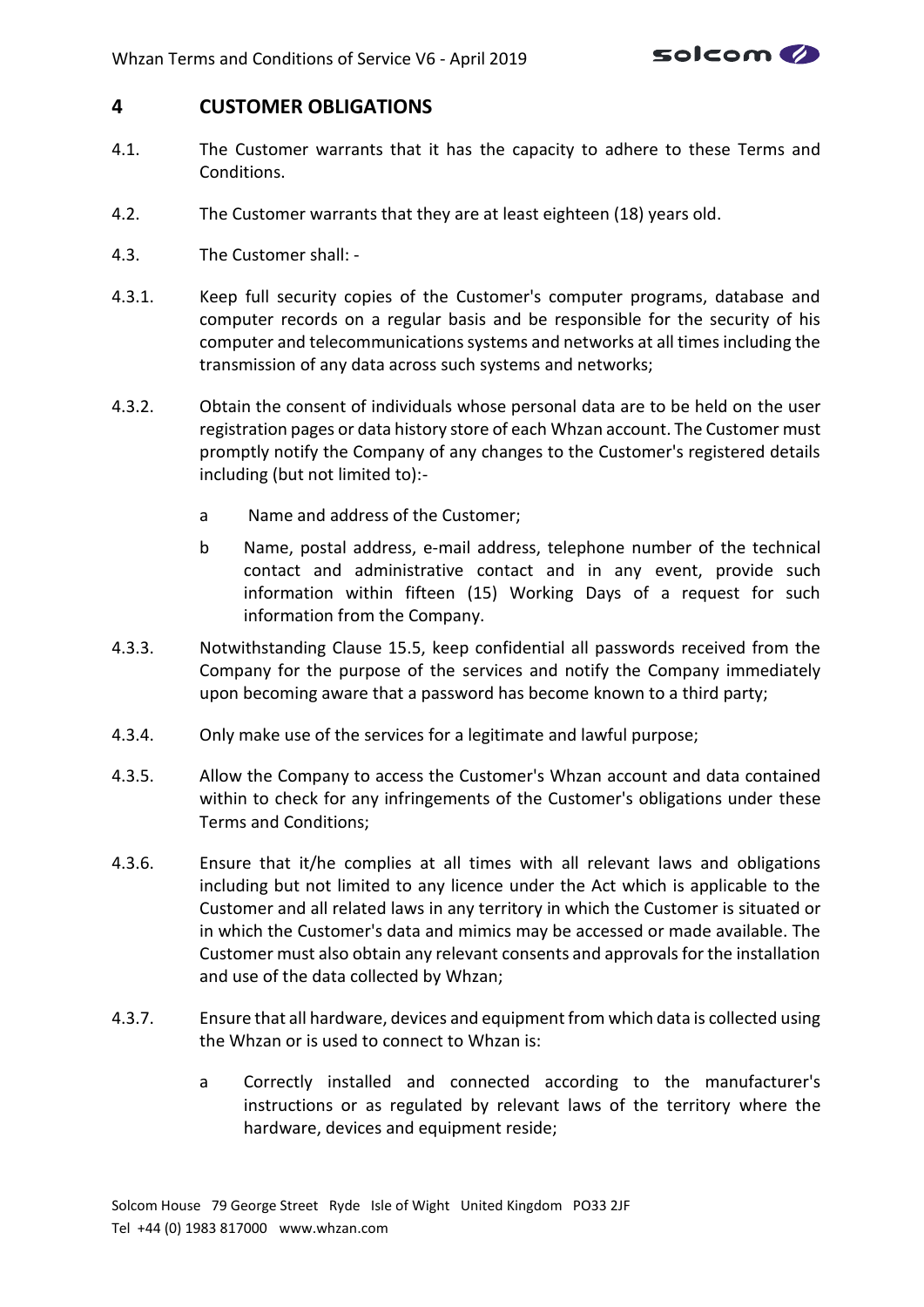## 4 CUSTOMER OBLIGATIONS

4.1. The Customer warrants that it has the capacity to adhere to these Terms and Conditions.

4.2. The Customer warrants that they are at least eighteen (18) years old.

4.3. The Customer shall: -

4.3.1. Keep full security copies of the Customer's computer programs, database and computer records on a regular basis and be responsible for the security of his computer and telecommunications systems and networks at all times including the transmission of any data across such systems and networks;

4.3.2. Obtain the consent of individuals whose personal data are to be held on the user registration pages or data history store of each Whzan account. The Customer must promptly notify the Company of any changes to the Customer's registered details including (but not limited to):-

- a Name and address of the Customer;
- b Name, postal address, e-mail address, telephone number of the technical contact and administrative contact and in any event, provide such information within fifteen (15) Working Days of a request for such information from the Company.

4.3.3. Notwithstanding Clause 15.5, keep confidential all passwords received from the Company for the purpose of the services and notify the Company immediately upon becoming aware that a password has become known to a third party;

4.3.4. Only make use of the services for a legitimate and lawful purpose;

4.3.5. Allow the Company to access the Customer's Whzan account and data contained within to check for any infringements of the Customer's obligations under these Terms and Conditions;

4.3.6. Ensure that it/he complies at all times with all relevant laws and obligations including but not limited to any licence under the Act which is applicable to the Customer and all related laws in any territory in which the Customer is situated or in which the Customer's data and mimics may be accessed or made available. The Customer must also obtain any relevant consents and approvals for the installation and use of the data collected by Whzan;

4.3.7. Ensure that all hardware, devices and equipment from which data is collected using the Whzan or is used to connect to Whzan is:

- a Correctly installed and connected according to the manufacturer's instructions or as regulated by relevant laws of the territory where the hardware, devices and equipment reside;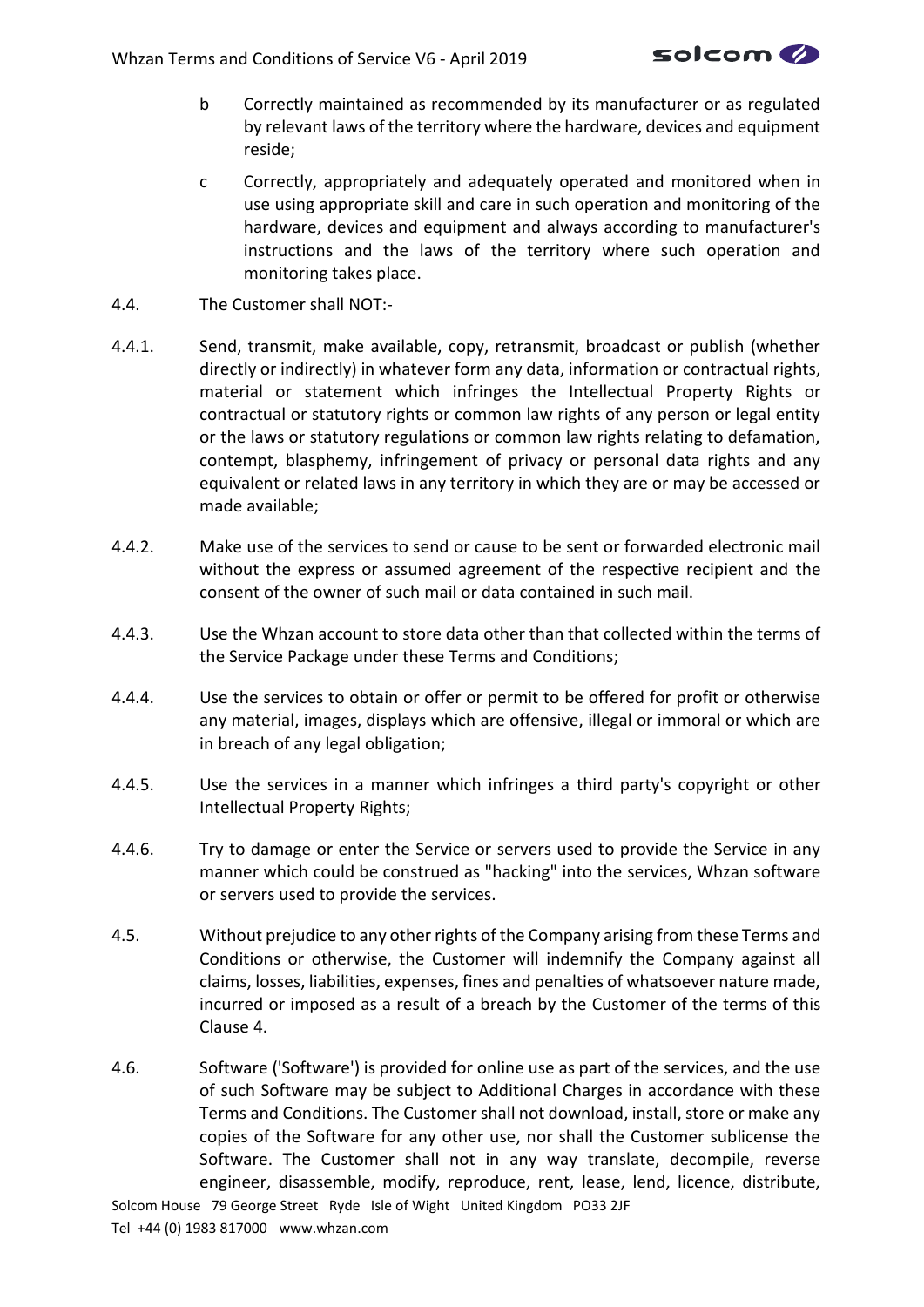b Correctly maintained as recommended by its manufacturer or as regulated by relevant laws of the territory where the hardware, devices and equipment reside;

c Correctly, appropriately and adequately operated and monitored when in use using appropriate skill and care in such operation and monitoring of the hardware, devices and equipment and always according to manufacturer's instructions and the laws of the territory where such operation and monitoring takes place.

4.4. The Customer shall NOT:-

4.4.1. Send, transmit, make available, copy, retransmit, broadcast or publish (whether directly or indirectly) in whatever form any data, information or contractual rights, material or statement which infringes the Intellectual Property Rights or contractual or statutory rights or common law rights of any person or legal entity or the laws or statutory regulations or common law rights relating to defamation, contempt, blasphemy, infringement of privacy or personal data rights and any equivalent or related laws in any territory in which they are or may be accessed or made available;

4.4.2. Make use of the services to send or cause to be sent or forwarded electronic mail without the express or assumed agreement of the respective recipient and the consent of the owner of such mail or data contained in such mail.

4.4.3. Use the Whzan account to store data other than that collected within the terms of the Service Package under these Terms and Conditions;

4.4.4. Use the services to obtain or offer or permit to be offered for profit or otherwise any material, images, displays which are offensive, illegal or immoral or which are in breach of any legal obligation;

4.4.5. Use the services in a manner which infringes a third party's copyright or other Intellectual Property Rights;

4.4.6. Try to damage or enter the Service or servers used to provide the Service in any manner which could be construed as "hacking" into the services, Whzan software or servers used to provide the services.

4.5. Without prejudice to any other rights of the Company arising from these Terms and Conditions or otherwise, the Customer will indemnify the Company against all claims, losses, liabilities, expenses, fines and penalties of whatsoever nature made, incurred or imposed as a result of a breach by the Customer of the terms of this Clause 4.

4.6. Software ('Software') is provided for online use as part of the services, and the use of such Software may be subject to Additional Charges in accordance with these Terms and Conditions. The Customer shall not download, install, store or make any copies of the Software for any other use, nor shall the Customer sublicense the Software. The Customer shall not in any way translate, decompile, reverse engineer, disassemble, modify, reproduce, rent, lease, lend, licence, distribute,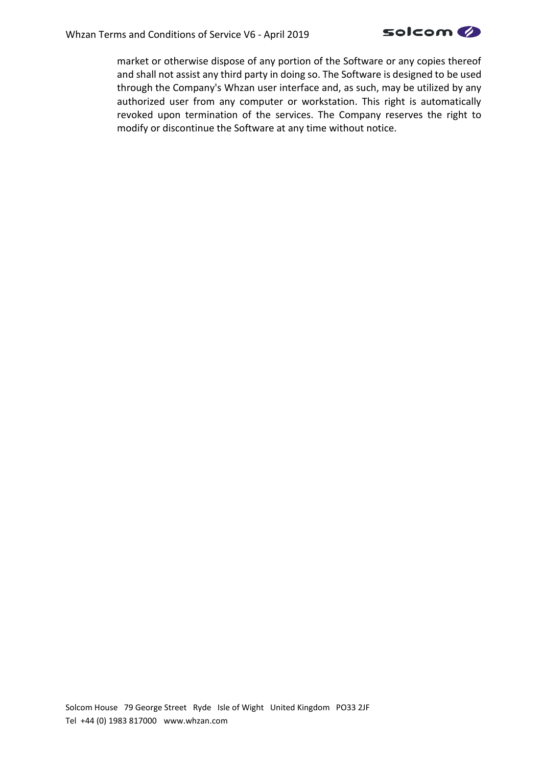market or otherwise dispose of any portion of the Software or any copies thereof and shall not assist any third party in doing so. The Software is designed to be used through the Company's Whzan user interface and, as such, may be utilized by any authorized user from any computer or workstation. This right is automatically revoked upon termination of the services. The Company reserves the right to modify or discontinue the Software at any time without notice.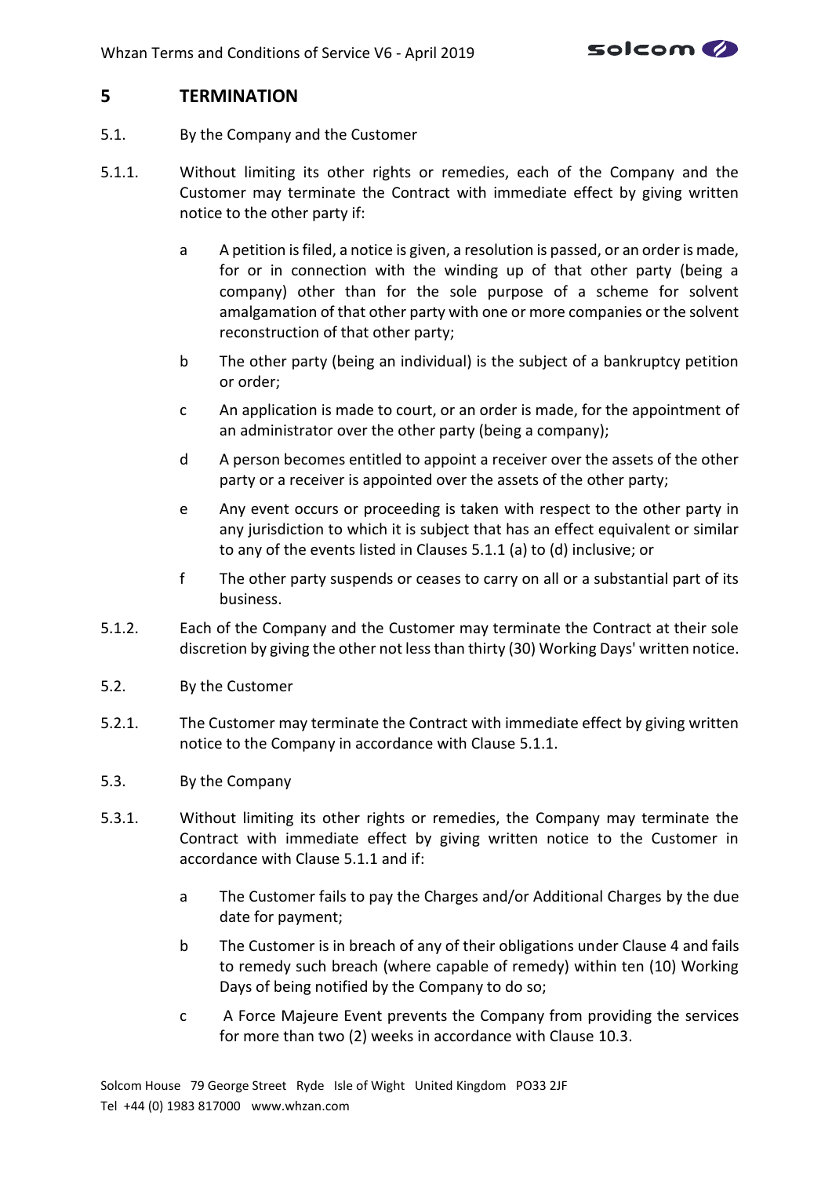## 5 TERMINATION

5.1. By the Company and the Customer

5.1.1. Without limiting its other rights or remedies, each of the Company and the Customer may terminate the Contract with immediate effect by giving written notice to the other party if:

a A petition is filed, a notice is given, a resolution is passed, or an order is made, for or in connection with the winding up of that other party (being a company) other than for the sole purpose of a scheme for solvent amalgamation of that other party with one or more companies or the solvent reconstruction of that other party;

b The other party (being an individual) is the subject of a bankruptcy petition or order;

c An application is made to court, or an order is made, for the appointment of an administrator over the other party (being a company);

d A person becomes entitled to appoint a receiver over the assets of the other party or a receiver is appointed over the assets of the other party;

e Any event occurs or proceeding is taken with respect to the other party in any jurisdiction to which it is subject that has an effect equivalent or similar to any of the events listed in Clauses 5.1.1 (a) to (d) inclusive; or

f The other party suspends or ceases to carry on all or a substantial part of its business.

5.1.2. Each of the Company and the Customer may terminate the Contract at their sole discretion by giving the other not less than thirty (30) Working Days' written notice.

5.2. By the Customer

5.2.1. The Customer may terminate the Contract with immediate effect by giving written notice to the Company in accordance with Clause 5.1.1.

5.3. By the Company

5.3.1. Without limiting its other rights or remedies, the Company may terminate the Contract with immediate effect by giving written notice to the Customer in accordance with Clause 5.1.1 and if:

a The Customer fails to pay the Charges and/or Additional Charges by the due date for payment;

b The Customer is in breach of any of their obligations under Clause 4 and fails to remedy such breach (where capable of remedy) within ten (10) Working Days of being notified by the Company to do so;

c A Force Majeure Event prevents the Company from providing the services for more than two (2) weeks in accordance with Clause 10.3.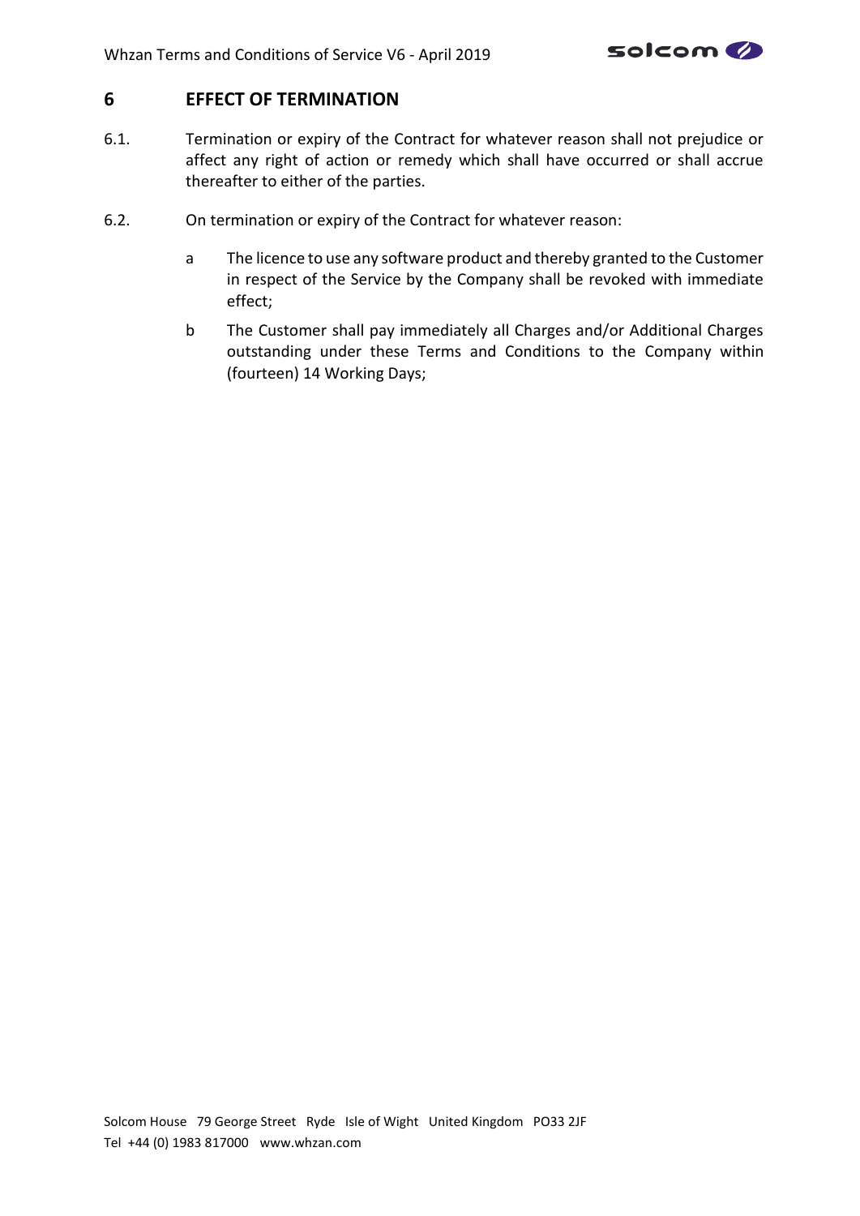## 6 EFFECT OF TERMINATION

6.1. Termination or expiry of the Contract for whatever reason shall not prejudice or affect any right of action or remedy which shall have occurred or shall accrue thereafter to either of the parties.

6.2. On termination or expiry of the Contract for whatever reason:

a The licence to use any software product and thereby granted to the Customer in respect of the Service by the Company shall be revoked with immediate effect;

b The Customer shall pay immediately all Charges and/or Additional Charges outstanding under these Terms and Conditions to the Company within (fourteen) 14 Working Days;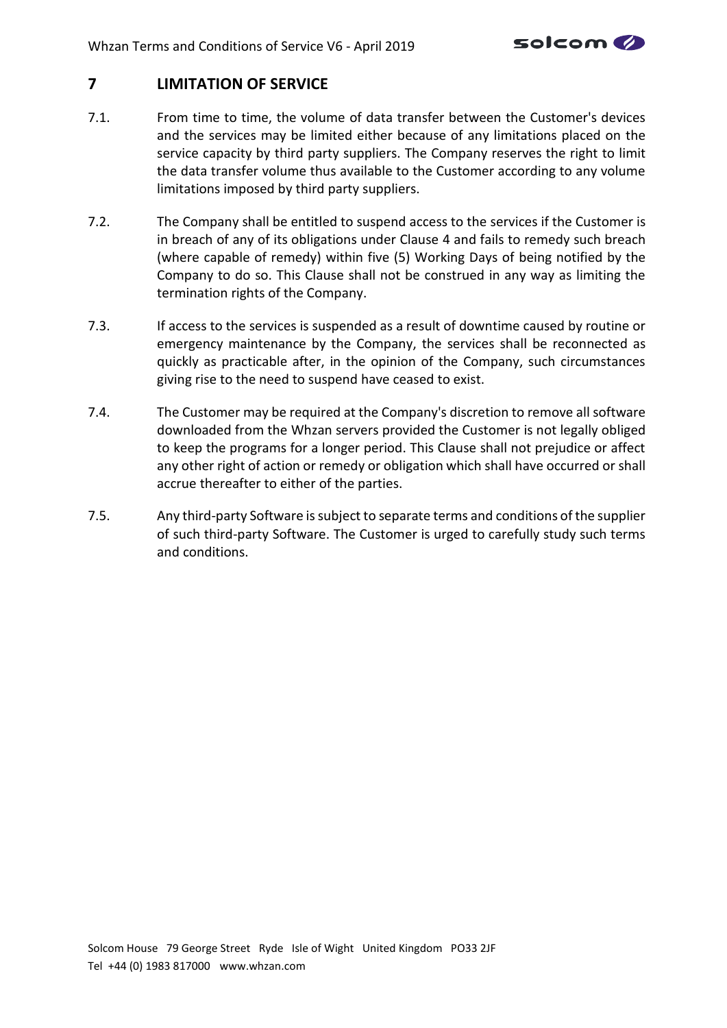## 7 LIMITATION OF SERVICE

7.1. From time to time, the volume of data transfer between the Customer's devices and the services may be limited either because of any limitations placed on the service capacity by third party suppliers. The Company reserves the right to limit the data transfer volume thus available to the Customer according to any volume limitations imposed by third party suppliers.

7.2. The Company shall be entitled to suspend access to the services if the Customer is in breach of any of its obligations under Clause 4 and fails to remedy such breach (where capable of remedy) within five (5) Working Days of being notified by the Company to do so. This Clause shall not be construed in any way as limiting the termination rights of the Company.

7.3. If access to the services is suspended as a result of downtime caused by routine or emergency maintenance by the Company, the services shall be reconnected as quickly as practicable after, in the opinion of the Company, such circumstances giving rise to the need to suspend have ceased to exist.

7.4. The Customer may be required at the Company's discretion to remove all software downloaded from the Whzan servers provided the Customer is not legally obliged to keep the programs for a longer period. This Clause shall not prejudice or affect any other right of action or remedy or obligation which shall have occurred or shall accrue thereafter to either of the parties.

7.5. Any third-party Software is subject to separate terms and conditions of the supplier of such third-party Software. The Customer is urged to carefully study such terms and conditions.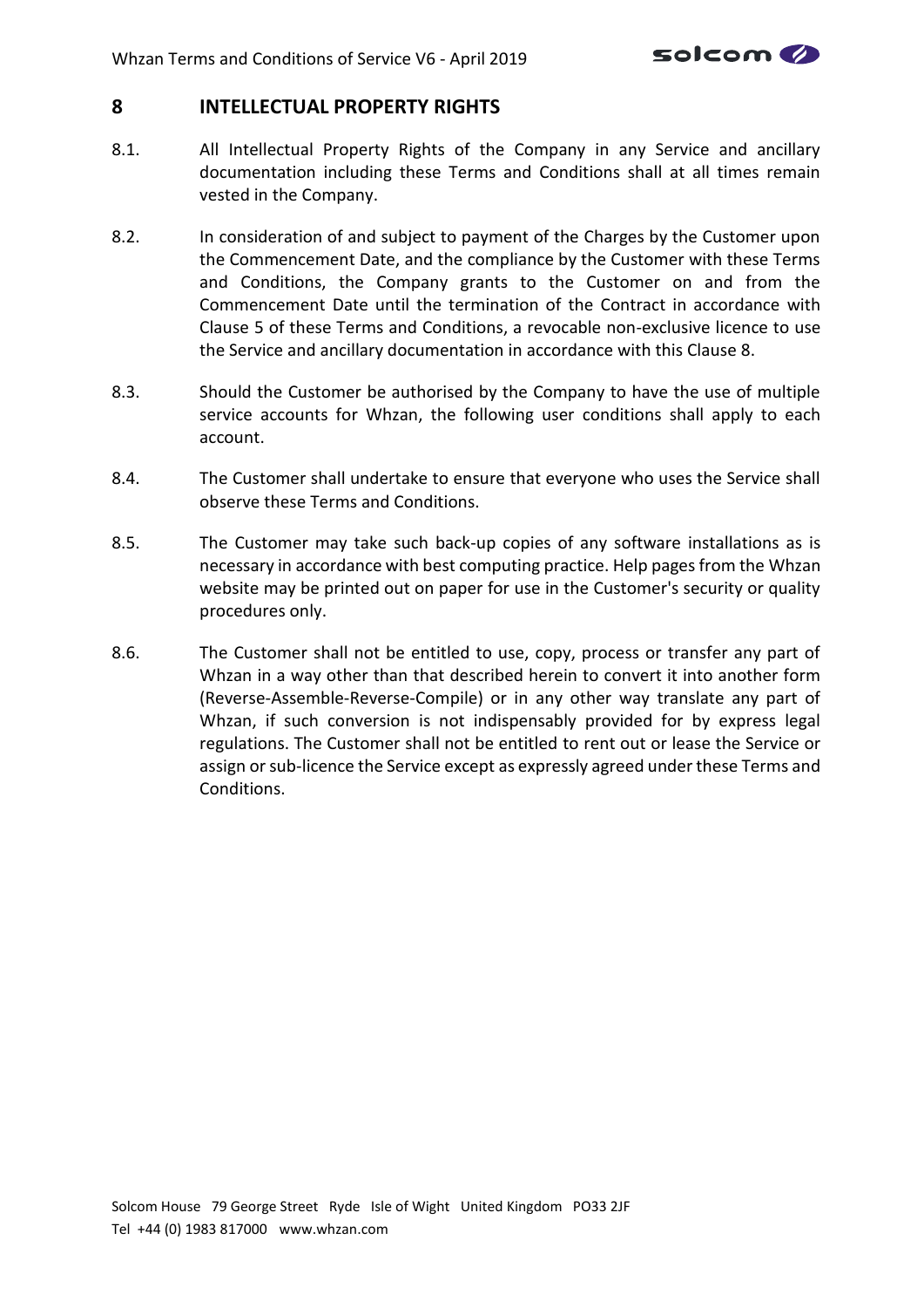## 8 INTELLECTUAL PROPERTY RIGHTS

8.1. All Intellectual Property Rights of the Company in any Service and ancillary documentation including these Terms and Conditions shall at all times remain vested in the Company.

8.2. In consideration of and subject to payment of the Charges by the Customer upon the Commencement Date, and the compliance by the Customer with these Terms and Conditions, the Company grants to the Customer on and from the Commencement Date until the termination of the Contract in accordance with Clause 5 of these Terms and Conditions, a revocable non-exclusive licence to use the Service and ancillary documentation in accordance with this Clause 8.

8.3. Should the Customer be authorised by the Company to have the use of multiple service accounts for Whzan, the following user conditions shall apply to each account.

8.4. The Customer shall undertake to ensure that everyone who uses the Service shall observe these Terms and Conditions.

8.5. The Customer may take such back-up copies of any software installations as is necessary in accordance with best computing practice. Help pages from the Whzan website may be printed out on paper for use in the Customer's security or quality procedures only.

8.6. The Customer shall not be entitled to use, copy, process or transfer any part of Whzan in a way other than that described herein to convert it into another form (Reverse-Assemble-Reverse-Compile) or in any other way translate any part of Whzan, if such conversion is not indispensably provided for by express legal regulations. The Customer shall not be entitled to rent out or lease the Service or assign or sub-licence the Service except as expressly agreed under these Terms and Conditions.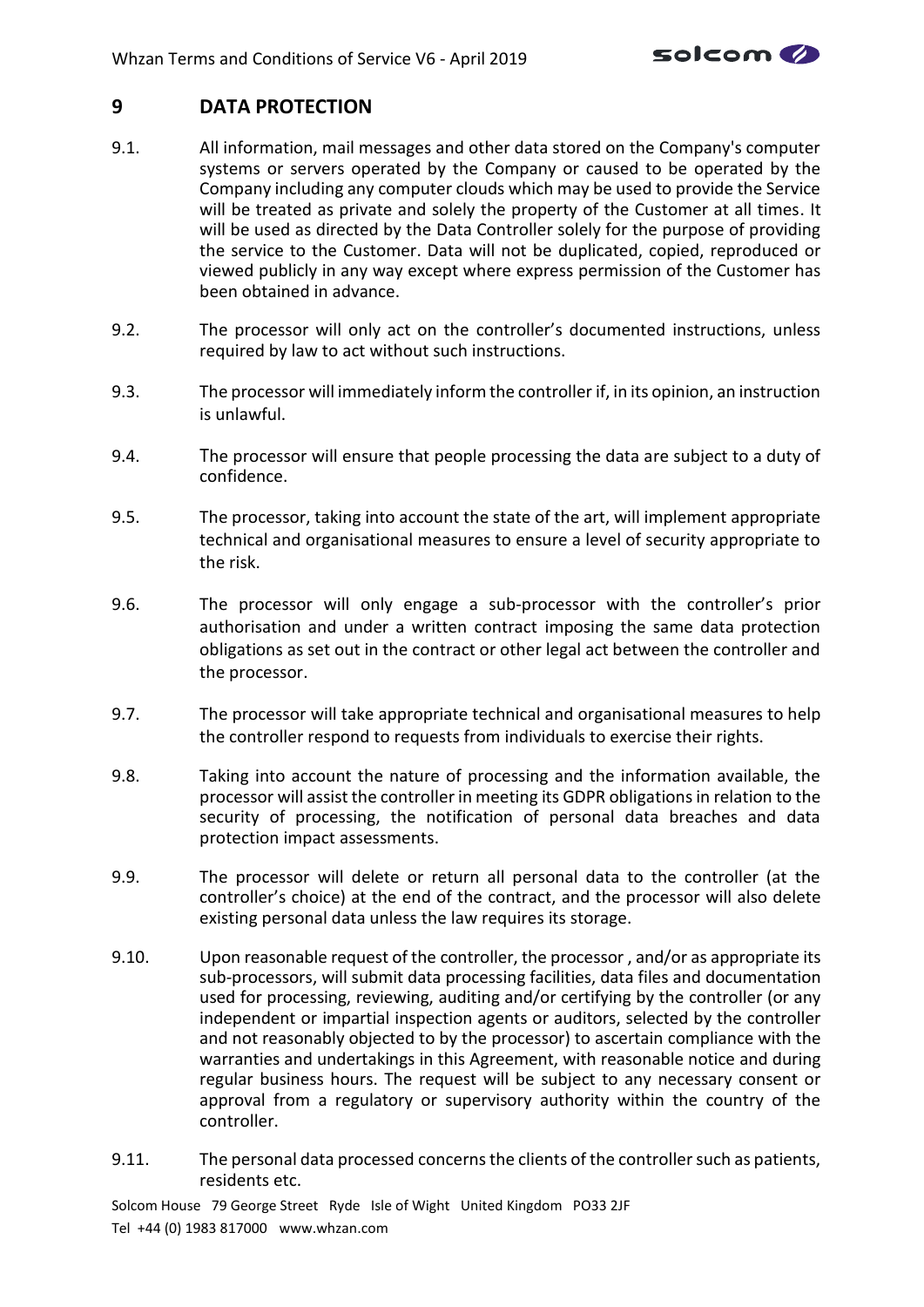## 9 DATA PROTECTION

9.1. All information, mail messages and other data stored on the Company's computer systems or servers operated by the Company or caused to be operated by the Company including any computer clouds which may be used to provide the Service will be treated as private and solely the property of the Customer at all times. It will be used as directed by the Data Controller solely for the purpose of providing the service to the Customer. Data will not be duplicated, copied, reproduced or viewed publicly in any way except where express permission of the Customer has been obtained in advance.

9.2. The processor will only act on the controller's documented instructions, unless required by law to act without such instructions.

9.3. The processor will immediately inform the controller if, in its opinion, an instruction is unlawful.

9.4. The processor will ensure that people processing the data are subject to a duty of confidence.

9.5. The processor, taking into account the state of the art, will implement appropriate technical and organisational measures to ensure a level of security appropriate to the risk.

9.6. The processor will only engage a sub-processor with the controller's prior authorisation and under a written contract imposing the same data protection obligations as set out in the contract or other legal act between the controller and the processor.

9.7. The processor will take appropriate technical and organisational measures to help the controller respond to requests from individuals to exercise their rights.

9.8. Taking into account the nature of processing and the information available, the processor will assist the controller in meeting its GDPR obligations in relation to the security of processing, the notification of personal data breaches and data protection impact assessments.

9.9. The processor will delete or return all personal data to the controller (at the controller's choice) at the end of the contract, and the processor will also delete existing personal data unless the law requires its storage.

9.10. Upon reasonable request of the controller, the processor , and/or as appropriate its sub-processors, will submit data processing facilities, data files and documentation used for processing, reviewing, auditing and/or certifying by the controller (or any independent or impartial inspection agents or auditors, selected by the controller and not reasonably objected to by the processor) to ascertain compliance with the warranties and undertakings in this Agreement, with reasonable notice and during regular business hours. The request will be subject to any necessary consent or approval from a regulatory or supervisory authority within the country of the controller.

9.11. The personal data processed concerns the clients of the controller such as patients, residents etc.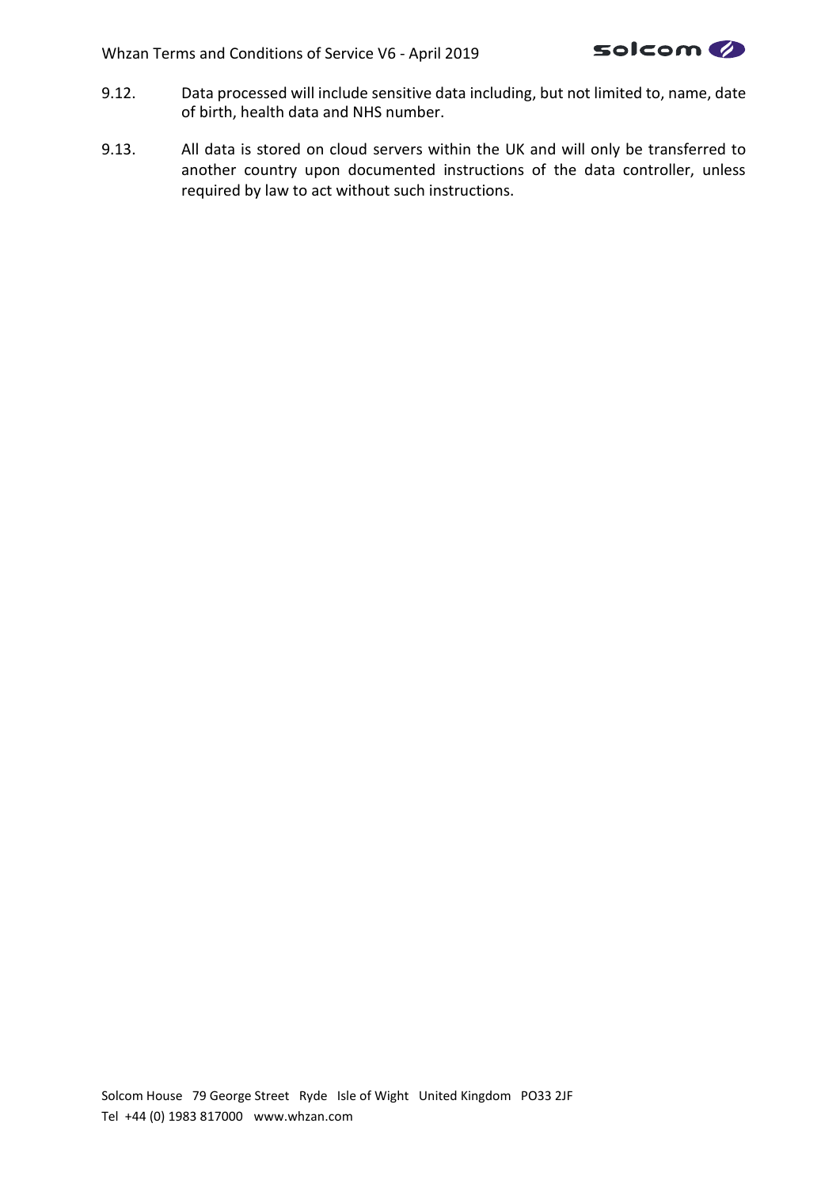9.12. Data processed will include sensitive data including, but not limited to, name, date of birth, health data and NHS number.

9.13. All data is stored on cloud servers within the UK and will only be transferred to another country upon documented instructions of the data controller, unless required by law to act without such instructions.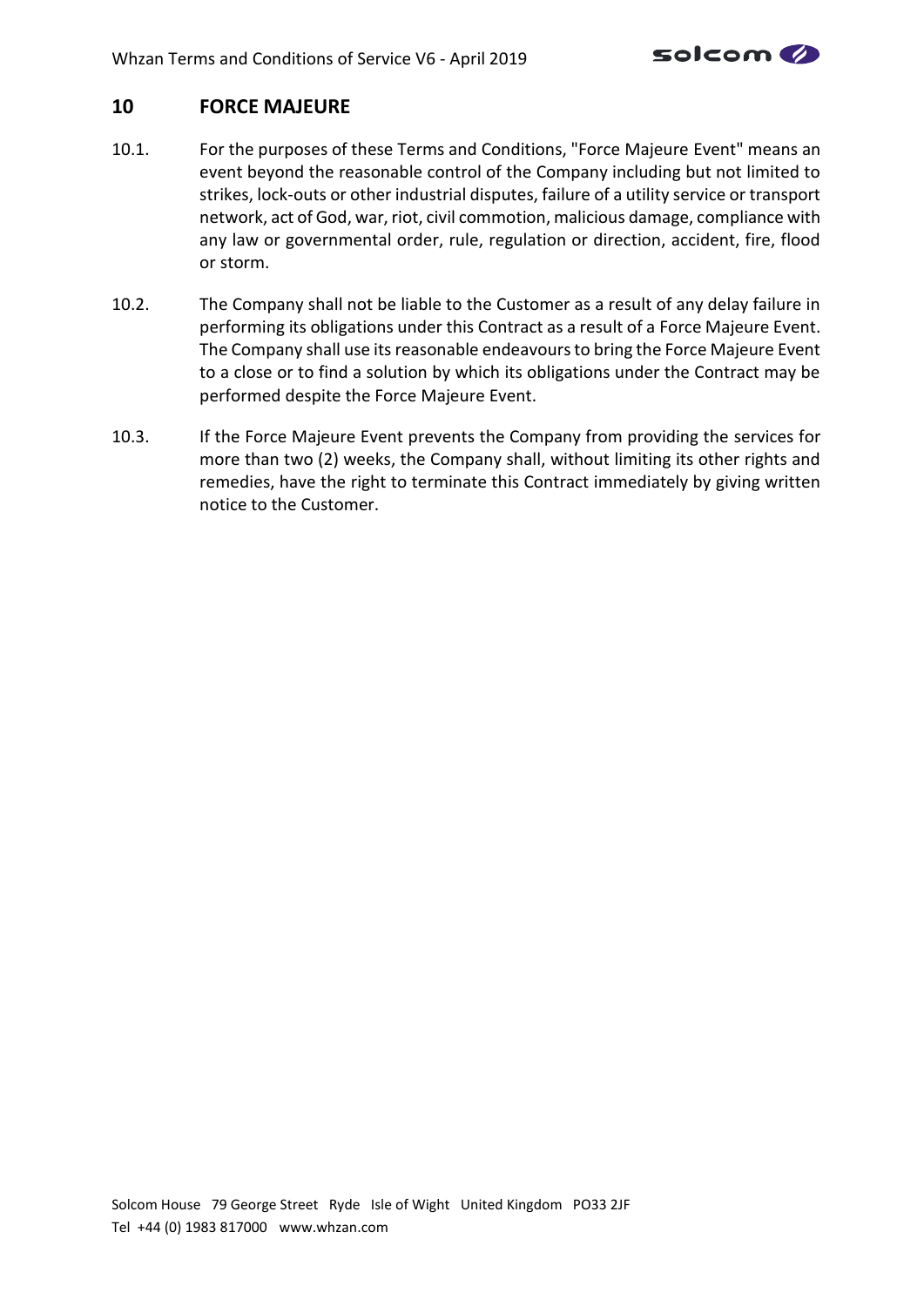## 10 FORCE MAJEURE

10.1. For the purposes of these Terms and Conditions, "Force Majeure Event" means an event beyond the reasonable control of the Company including but not limited to strikes, lock-outs or other industrial disputes, failure of a utility service or transport network, act of God, war, riot, civil commotion, malicious damage, compliance with any law or governmental order, rule, regulation or direction, accident, fire, flood or storm.

10.2. The Company shall not be liable to the Customer as a result of any delay failure in performing its obligations under this Contract as a result of a Force Majeure Event. The Company shall use its reasonable endeavours to bring the Force Majeure Event to a close or to find a solution by which its obligations under the Contract may be performed despite the Force Majeure Event.

10.3. If the Force Majeure Event prevents the Company from providing the services for more than two (2) weeks, the Company shall, without limiting its other rights and remedies, have the right to terminate this Contract immediately by giving written notice to the Customer.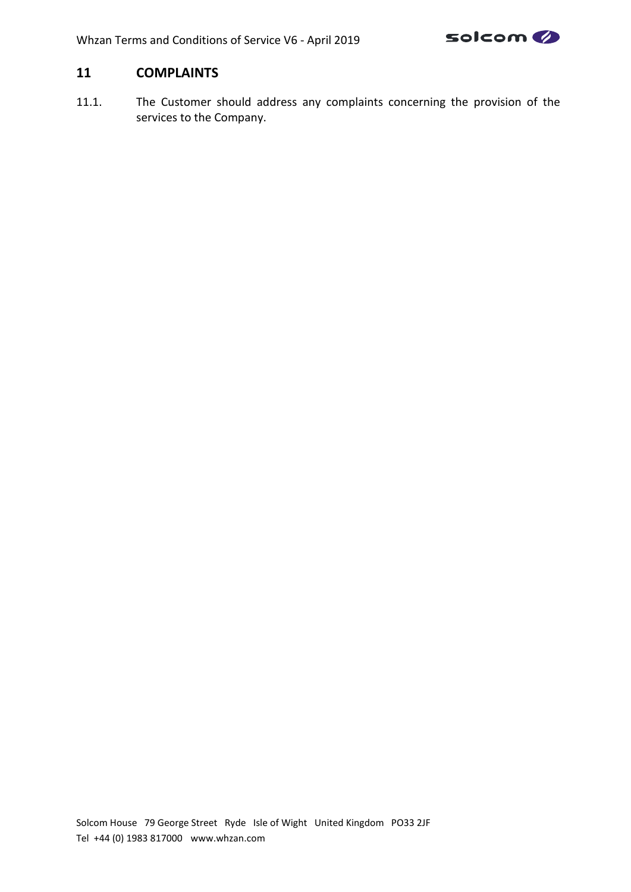## 11 COMPLAINTS

11.1. The Customer should address any complaints concerning the provision of the services to the Company.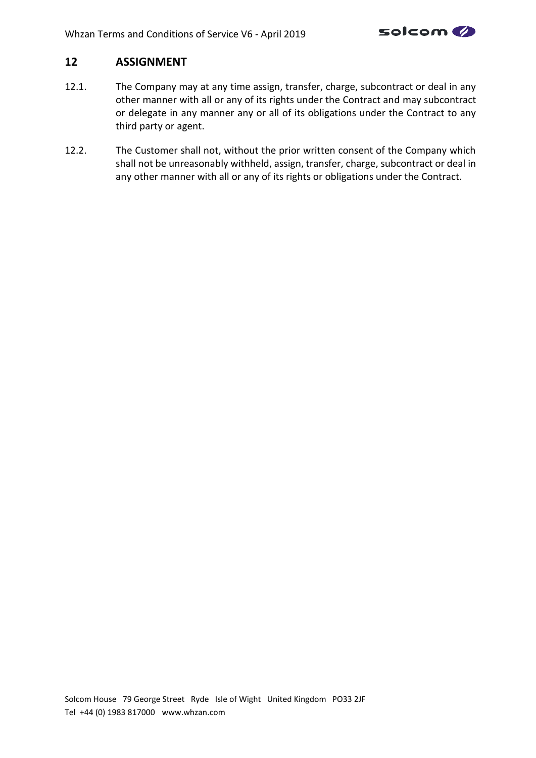## 12 ASSIGNMENT

12.1. The Company may at any time assign, transfer, charge, subcontract or deal in any other manner with all or any of its rights under the Contract and may subcontract or delegate in any manner any or all of its obligations under the Contract to any third party or agent.

12.2. The Customer shall not, without the prior written consent of the Company which shall not be unreasonably withheld, assign, transfer, charge, subcontract or deal in any other manner with all or any of its rights or obligations under the Contract.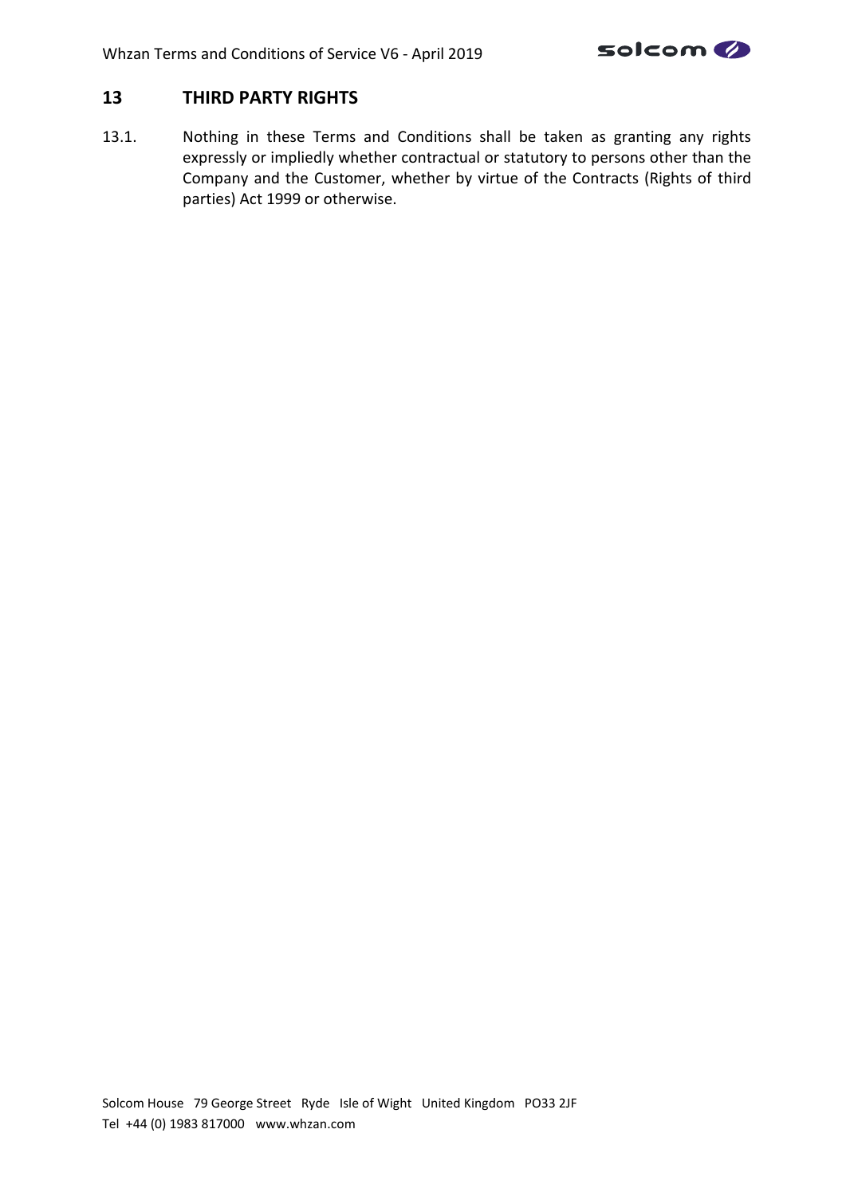## 13 THIRD PARTY RIGHTS

13.1. Nothing in these Terms and Conditions shall be taken as granting any rights expressly or impliedly whether contractual or statutory to persons other than the Company and the Customer, whether by virtue of the Contracts (Rights of third parties) Act 1999 or otherwise.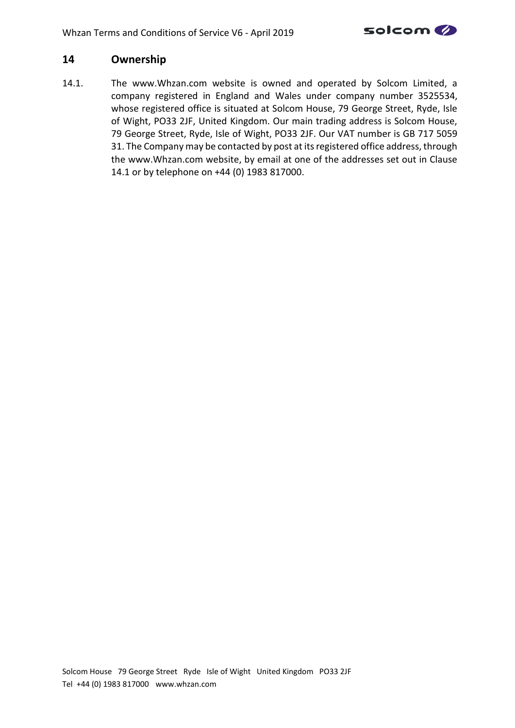## 14 Ownership

14.1. The www.Whzan.com website is owned and operated by Solcom Limited, a company registered in England and Wales under company number 3525534, whose registered office is situated at Solcom House, 79 George Street, Ryde, Isle of Wight, PO33 2JF, United Kingdom. Our main trading address is Solcom House, 79 George Street, Ryde, Isle of Wight, PO33 2JF. Our VAT number is GB 717 5059 31. The Company may be contacted by post at its registered office address, through the www.Whzan.com website, by email at one of the addresses set out in Clause 14.1 or by telephone on +44 (0) 1983 817000.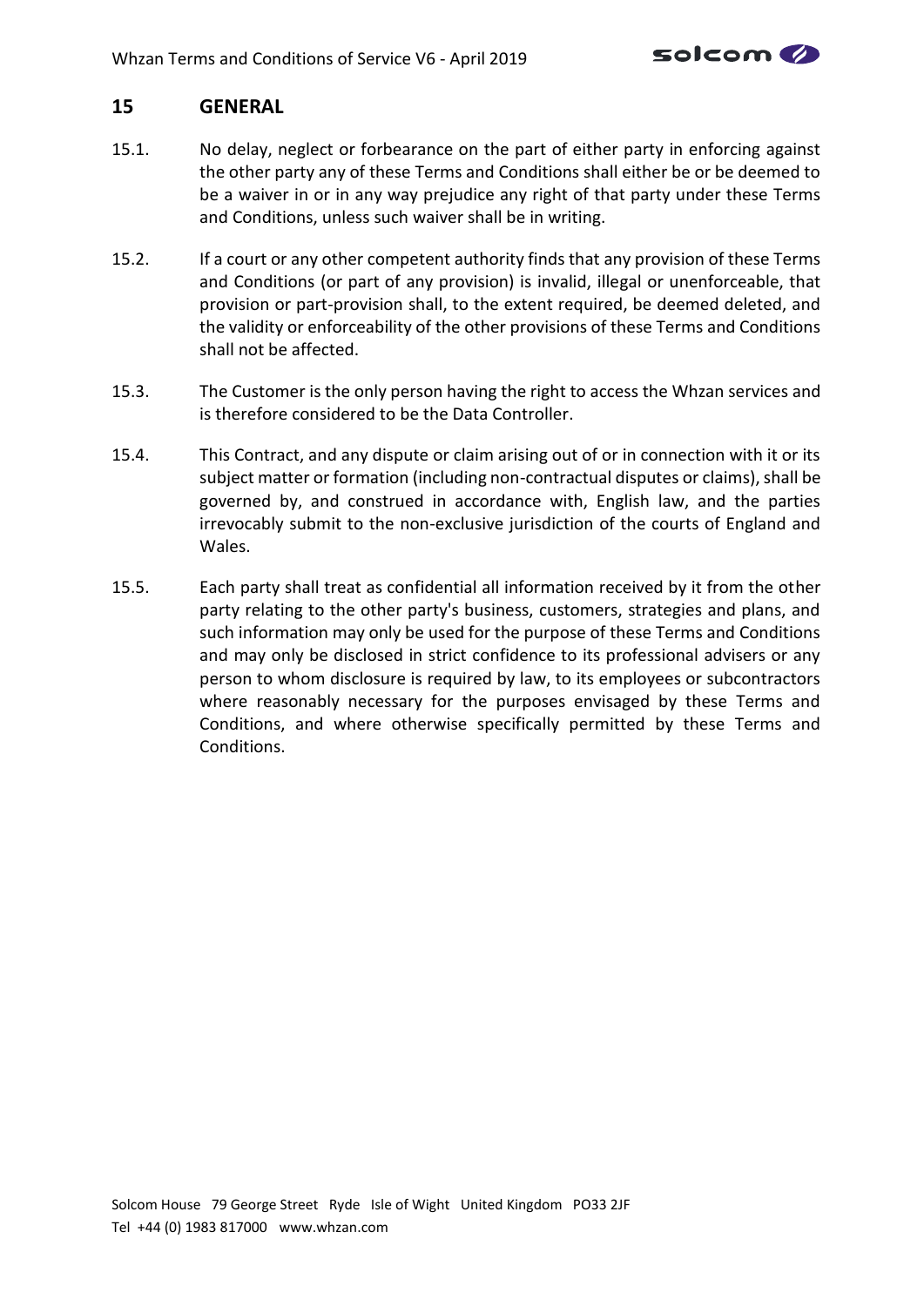## 15 GENERAL

15.1. No delay, neglect or forbearance on the part of either party in enforcing against the other party any of these Terms and Conditions shall either be or be deemed to be a waiver in or in any way prejudice any right of that party under these Terms and Conditions, unless such waiver shall be in writing.

15.2. If a court or any other competent authority finds that any provision of these Terms and Conditions (or part of any provision) is invalid, illegal or unenforceable, that provision or part-provision shall, to the extent required, be deemed deleted, and the validity or enforceability of the other provisions of these Terms and Conditions shall not be affected.

15.3. The Customer is the only person having the right to access the Whzan services and is therefore considered to be the Data Controller.

15.4. This Contract, and any dispute or claim arising out of or in connection with it or its subject matter or formation (including non-contractual disputes or claims), shall be governed by, and construed in accordance with, English law, and the parties irrevocably submit to the non-exclusive jurisdiction of the courts of England and Wales.

15.5. Each party shall treat as confidential all information received by it from the other party relating to the other party's business, customers, strategies and plans, and such information may only be used for the purpose of these Terms and Conditions and may only be disclosed in strict confidence to its professional advisers or any person to whom disclosure is required by law, to its employees or subcontractors where reasonably necessary for the purposes envisaged by these Terms and Conditions, and where otherwise specifically permitted by these Terms and Conditions.